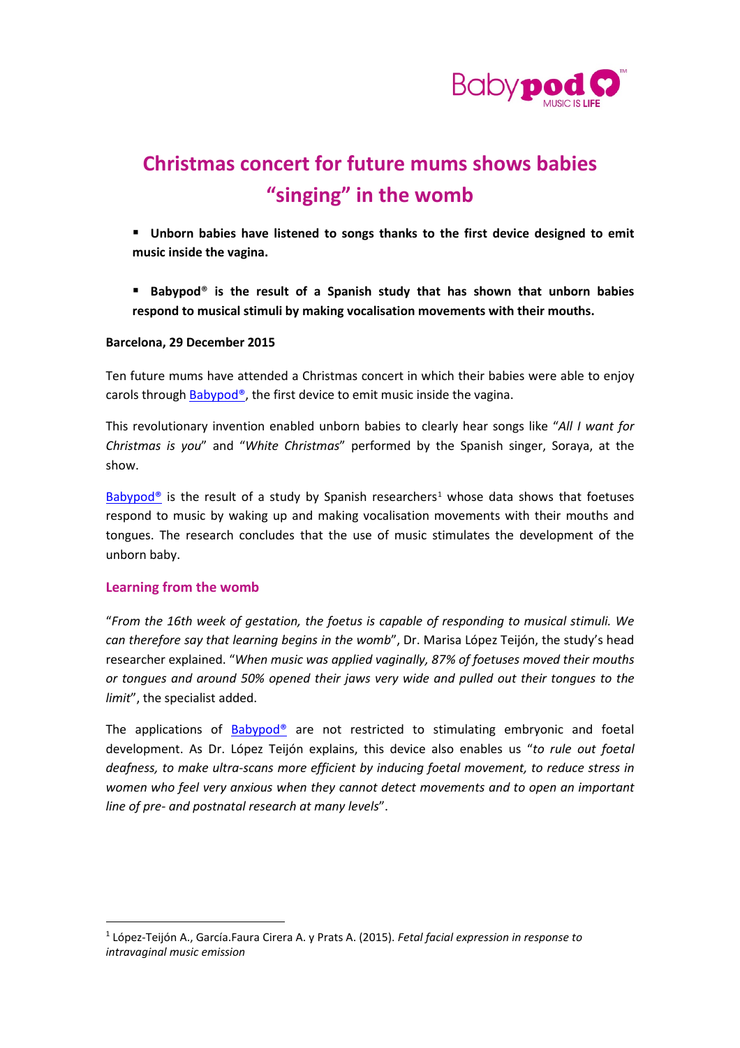Babypod™ MUSIC IS LIFE

# Christmas concert for future mums shows babies "singing" in the womb

- **Unborn babies have listened to songs thanks to the first device designed to emit music inside the vagina.**

- **Babypod® is the result of a Spanish study that has shown that unborn babies respond to musical stimuli by making vocalisation movements with their mouths.**

**Barcelona, 29 December 2015**

Ten future mums have attended a Christmas concert in which their babies were able to enjoy carols through Babypod®, the first device to emit music inside the vagina.

This revolutionary invention enabled unborn babies to clearly hear songs like "*All I want for Christmas is you*" and "*White Christmas*" performed by the Spanish singer, Soraya, at the show.

Babypod® is the result of a study by Spanish researchers[1] whose data shows that foetuses respond to music by waking up and making vocalisation movements with their mouths and tongues. The research concludes that the use of music stimulates the development of the unborn baby.

## Learning from the womb

"*From the 16th week of gestation, the foetus is capable of responding to musical stimuli. We can therefore say that learning begins in the womb*", Dr. Marisa López Teijón, the study's head researcher explained. "*When music was applied vaginally, 87% of foetuses moved their mouths or tongues and around 50% opened their jaws very wide and pulled out their tongues to the limit*", the specialist added.

The applications of Babypod® are not restricted to stimulating embryonic and foetal development. As Dr. López Teijón explains, this device also enables us "*to rule out foetal deafness, to make ultra-scans more efficient by inducing foetal movement, to reduce stress in women who feel very anxious when they cannot detect movements and to open an important line of pre- and postnatal research at many levels*".

---

[1] López-Teijón A., García.Faura Cirera A. y Prats A. (2015). *Fetal facial expression in response to intravaginal music emission*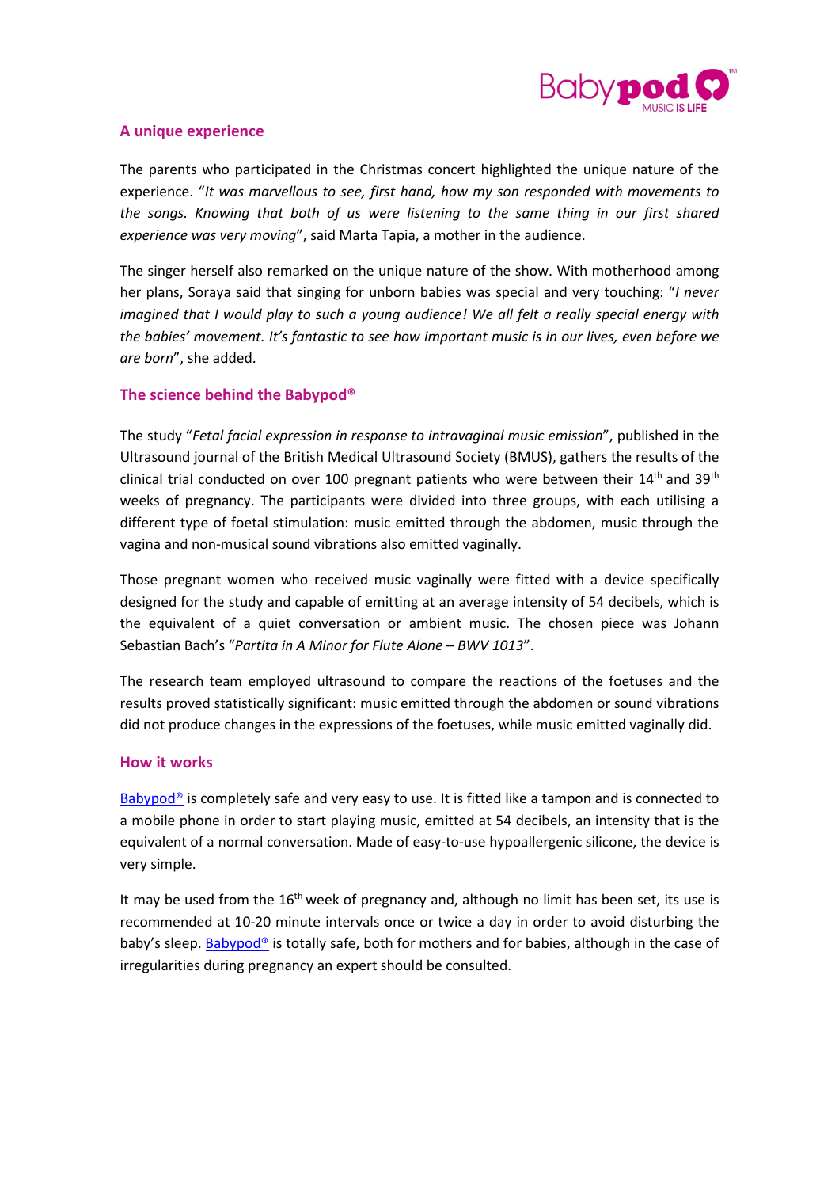## A unique experience

The parents who participated in the Christmas concert highlighted the unique nature of the experience. "*It was marvellous to see, first hand, how my son responded with movements to the songs. Knowing that both of us were listening to the same thing in our first shared experience was very moving*", said Marta Tapia, a mother in the audience.

The singer herself also remarked on the unique nature of the show. With motherhood among her plans, Soraya said that singing for unborn babies was special and very touching: "*I never imagined that I would play to such a young audience! We all felt a really special energy with the babies' movement. It's fantastic to see how important music is in our lives, even before we are born*", she added.

## The science behind the Babypod®

The study "*Fetal facial expression in response to intravaginal music emission*", published in the Ultrasound journal of the British Medical Ultrasound Society (BMUS), gathers the results of the clinical trial conducted on over 100 pregnant patients who were between their 14th and 39th weeks of pregnancy. The participants were divided into three groups, with each utilising a different type of foetal stimulation: music emitted through the abdomen, music through the vagina and non-musical sound vibrations also emitted vaginally.

Those pregnant women who received music vaginally were fitted with a device specifically designed for the study and capable of emitting at an average intensity of 54 decibels, which is the equivalent of a quiet conversation or ambient music. The chosen piece was Johann Sebastian Bach's "*Partita in A Minor for Flute Alone – BWV 1013*".

The research team employed ultrasound to compare the reactions of the foetuses and the results proved statistically significant: music emitted through the abdomen or sound vibrations did not produce changes in the expressions of the foetuses, while music emitted vaginally did.

## How it works

Babypod® is completely safe and very easy to use. It is fitted like a tampon and is connected to a mobile phone in order to start playing music, emitted at 54 decibels, an intensity that is the equivalent of a normal conversation. Made of easy-to-use hypoallergenic silicone, the device is very simple.

It may be used from the 16th week of pregnancy and, although no limit has been set, its use is recommended at 10-20 minute intervals once or twice a day in order to avoid disturbing the baby's sleep. Babypod® is totally safe, both for mothers and for babies, although in the case of irregularities during pregnancy an expert should be consulted.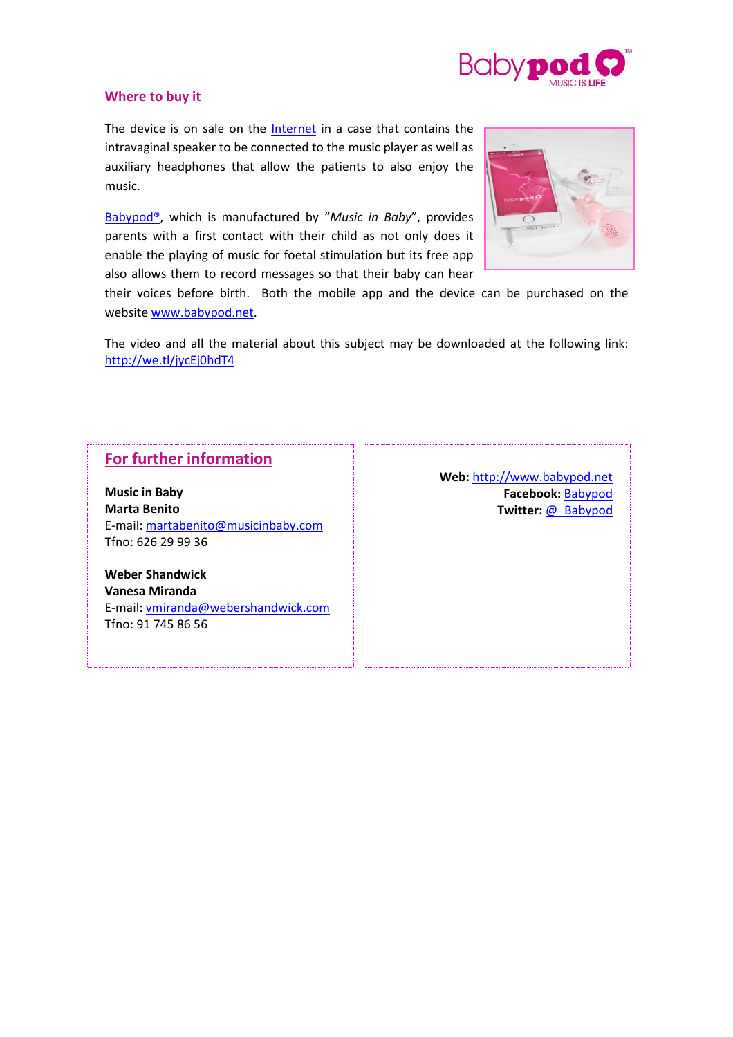## Where to buy it

The device is on sale on the Internet in a case that contains the intravaginal speaker to be connected to the music player as well as auxiliary headphones that allow the patients to also enjoy the music.

Babypod®, which is manufactured by "*Music in Baby*", provides parents with a first contact with their child as not only does it enable the playing of music for foetal stimulation but its free app also allows them to record messages so that their baby can hear their voices before birth. Both the mobile app and the device can be purchased on the website www.babypod.net.

The video and all the material about this subject may be downloaded at the following link: http://we.tl/jycEj0hdT4

## For further information

**Music in Baby**
**Marta Benito**
E-mail: martabenito@musicinbaby.com
Tfno: 626 29 99 36

**Weber Shandwick**
**Vanesa Miranda**
E-mail: vmiranda@webershandwick.com
Tfno: 91 745 86 56

**Web:** http://www.babypod.net
**Facebook:** Babypod
**Twitter:** @ Babypod